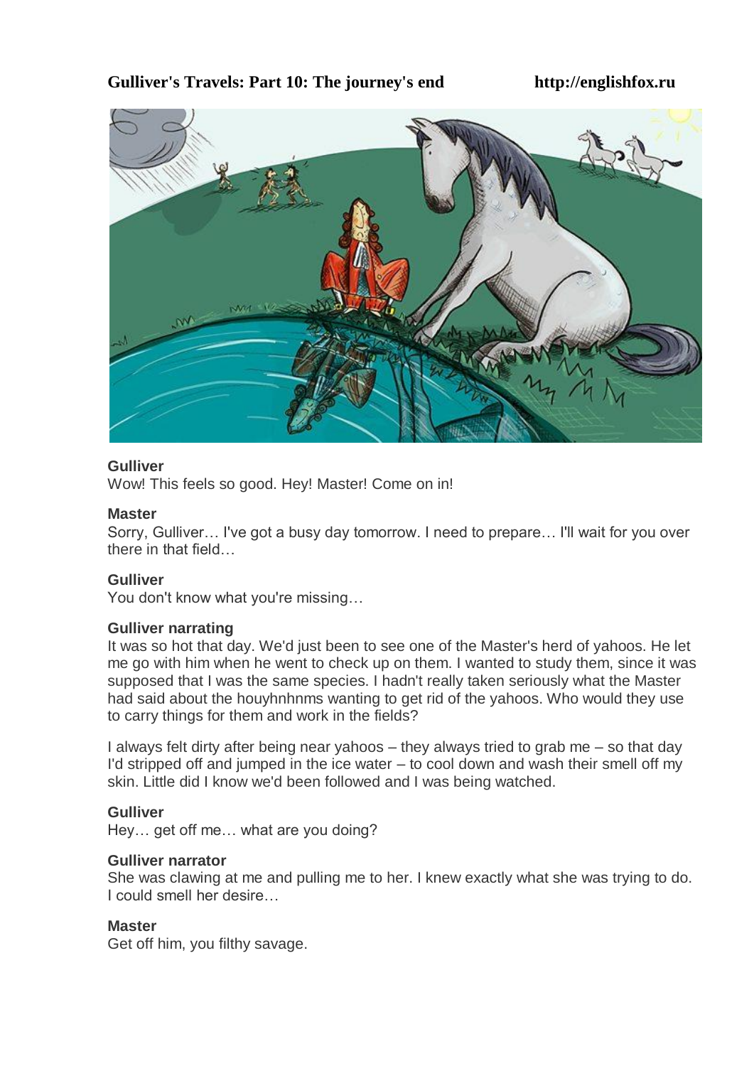# Gulliver's Travels: Part 10: The journey's end

http://englishfox.ru

**Gulliver**
Wow! This feels so good. Hey! Master! Come on in!

**Master**
Sorry, Gulliver… I've got a busy day tomorrow. I need to prepare… I'll wait for you over there in that field…

**Gulliver**
You don't know what you're missing…

**Gulliver narrating**
It was so hot that day. We'd just been to see one of the Master's herd of yahoos. He let me go with him when he went to check up on them. I wanted to study them, since it was supposed that I was the same species. I hadn't really taken seriously what the Master had said about the houyhnhnms wanting to get rid of the yahoos. Who would they use to carry things for them and work in the fields?

I always felt dirty after being near yahoos – they always tried to grab me – so that day I'd stripped off and jumped in the ice water – to cool down and wash their smell off my skin. Little did I know we'd been followed and I was being watched.

**Gulliver**
Hey… get off me… what are you doing?

**Gulliver narrator**
She was clawing at me and pulling me to her. I knew exactly what she was trying to do. I could smell her desire…

**Master**
Get off him, you filthy savage.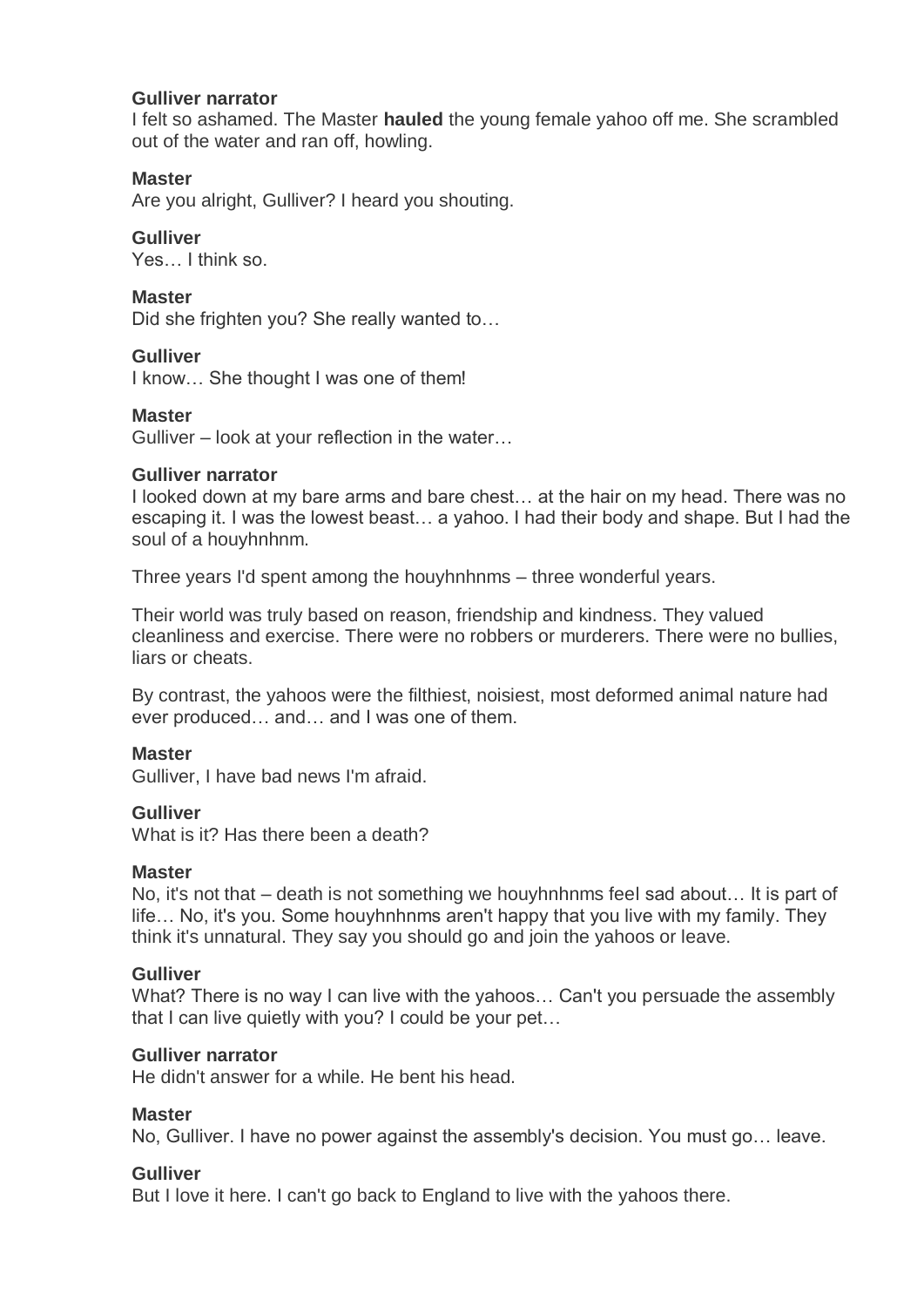**Gulliver narrator**
I felt so ashamed. The Master **hauled** the young female yahoo off me. She scrambled out of the water and ran off, howling.

**Master**
Are you alright, Gulliver? I heard you shouting.

**Gulliver**
Yes… I think so.

**Master**
Did she frighten you? She really wanted to…

**Gulliver**
I know… She thought I was one of them!

**Master**
Gulliver – look at your reflection in the water…

**Gulliver narrator**
I looked down at my bare arms and bare chest… at the hair on my head. There was no escaping it. I was the lowest beast… a yahoo. I had their body and shape. But I had the soul of a houyhnhnm.

Three years I'd spent among the houyhnhnms – three wonderful years.

Their world was truly based on reason, friendship and kindness. They valued cleanliness and exercise. There were no robbers or murderers. There were no bullies, liars or cheats.

By contrast, the yahoos were the filthiest, noisiest, most deformed animal nature had ever produced… and… and I was one of them.

**Master**
Gulliver, I have bad news I'm afraid.

**Gulliver**
What is it? Has there been a death?

**Master**
No, it's not that – death is not something we houyhnhnms feel sad about… It is part of life… No, it's you. Some houyhnhnms aren't happy that you live with my family. They think it's unnatural. They say you should go and join the yahoos or leave.

**Gulliver**
What? There is no way I can live with the yahoos… Can't you persuade the assembly that I can live quietly with you? I could be your pet…

**Gulliver narrator**
He didn't answer for a while. He bent his head.

**Master**
No, Gulliver. I have no power against the assembly's decision. You must go… leave.

**Gulliver**
But I love it here. I can't go back to England to live with the yahoos there.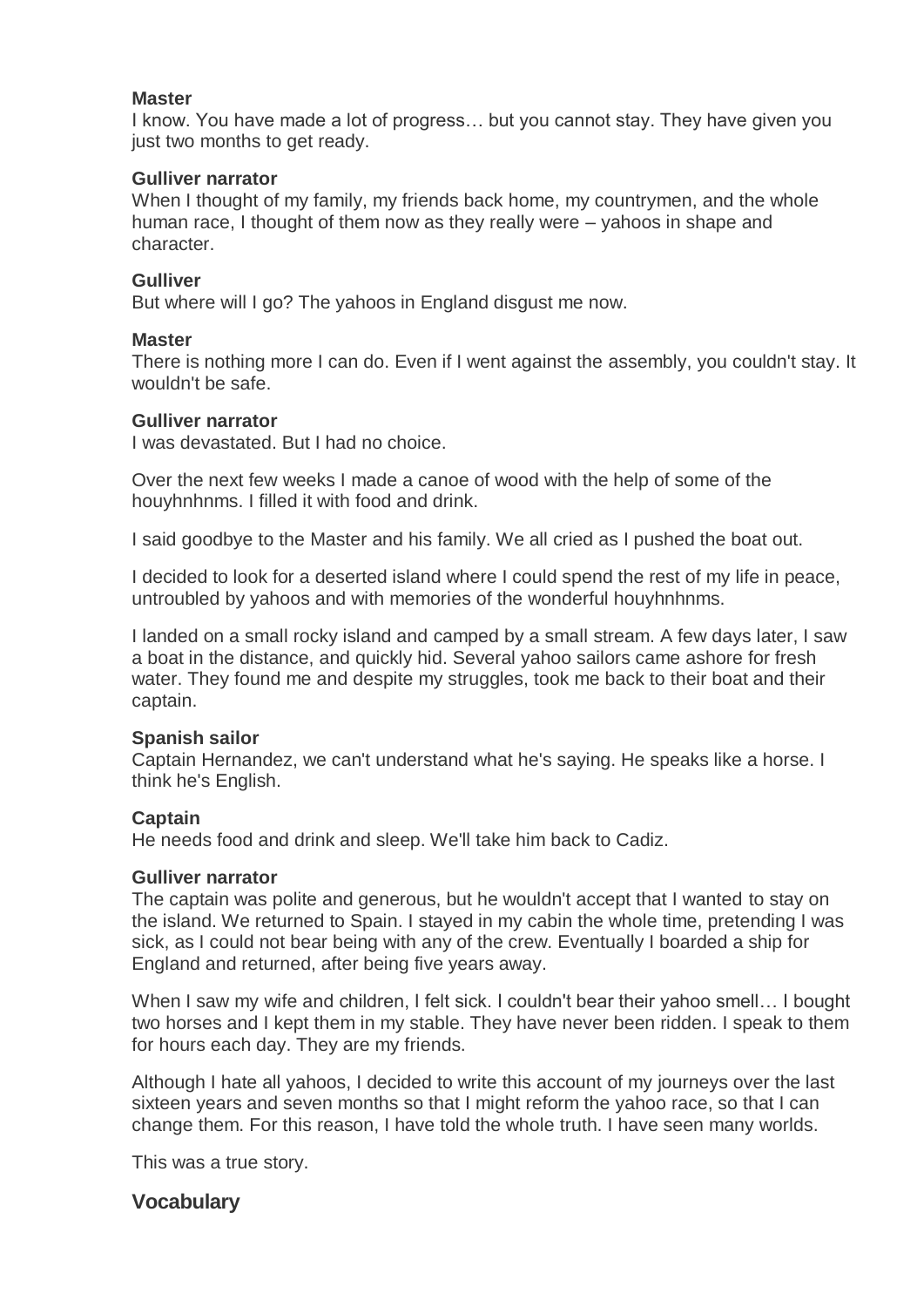**Master**
I know. You have made a lot of progress… but you cannot stay. They have given you just two months to get ready.

**Gulliver narrator**
When I thought of my family, my friends back home, my countrymen, and the whole human race, I thought of them now as they really were – yahoos in shape and character.

**Gulliver**
But where will I go? The yahoos in England disgust me now.

**Master**
There is nothing more I can do. Even if I went against the assembly, you couldn't stay. It wouldn't be safe.

**Gulliver narrator**
I was devastated. But I had no choice.

Over the next few weeks I made a canoe of wood with the help of some of the houyhnhnms. I filled it with food and drink.

I said goodbye to the Master and his family. We all cried as I pushed the boat out.

I decided to look for a deserted island where I could spend the rest of my life in peace, untroubled by yahoos and with memories of the wonderful houyhnhnms.

I landed on a small rocky island and camped by a small stream. A few days later, I saw a boat in the distance, and quickly hid. Several yahoo sailors came ashore for fresh water. They found me and despite my struggles, took me back to their boat and their captain.

**Spanish sailor**
Captain Hernandez, we can't understand what he's saying. He speaks like a horse. I think he's English.

**Captain**
He needs food and drink and sleep. We'll take him back to Cadiz.

**Gulliver narrator**
The captain was polite and generous, but he wouldn't accept that I wanted to stay on the island. We returned to Spain. I stayed in my cabin the whole time, pretending I was sick, as I could not bear being with any of the crew. Eventually I boarded a ship for England and returned, after being five years away.

When I saw my wife and children, I felt sick. I couldn't bear their yahoo smell… I bought two horses and I kept them in my stable. They have never been ridden. I speak to them for hours each day. They are my friends.

Although I hate all yahoos, I decided to write this account of my journeys over the last sixteen years and seven months so that I might reform the yahoo race, so that I can change them. For this reason, I have told the whole truth. I have seen many worlds.

This was a true story.

## Vocabulary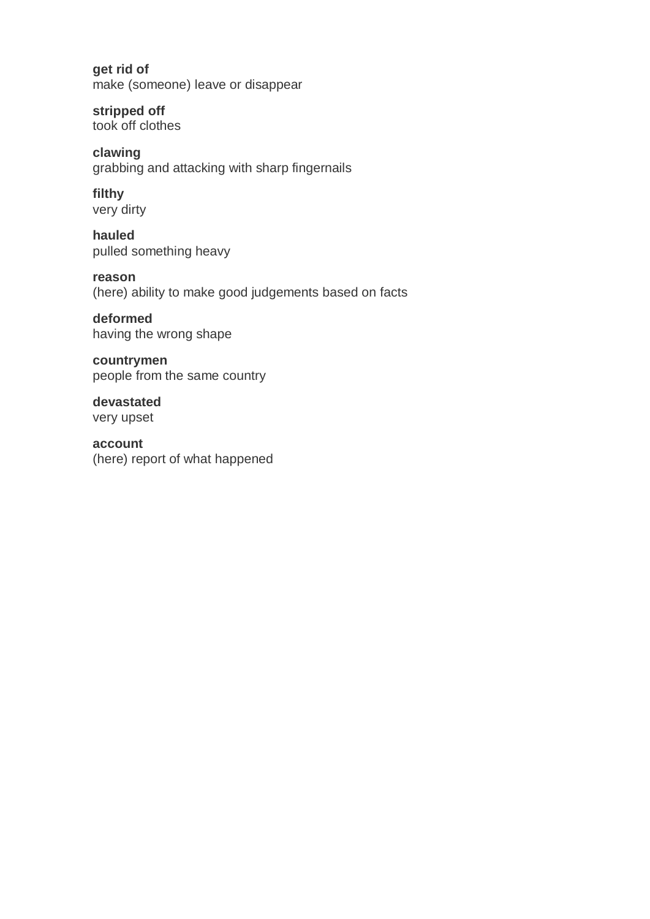**get rid of**
make (someone) leave or disappear

**stripped off**
took off clothes

**clawing**
grabbing and attacking with sharp fingernails

**filthy**
very dirty

**hauled**
pulled something heavy

**reason**
(here) ability to make good judgements based on facts

**deformed**
having the wrong shape

**countrymen**
people from the same country

**devastated**
very upset

**account**
(here) report of what happened